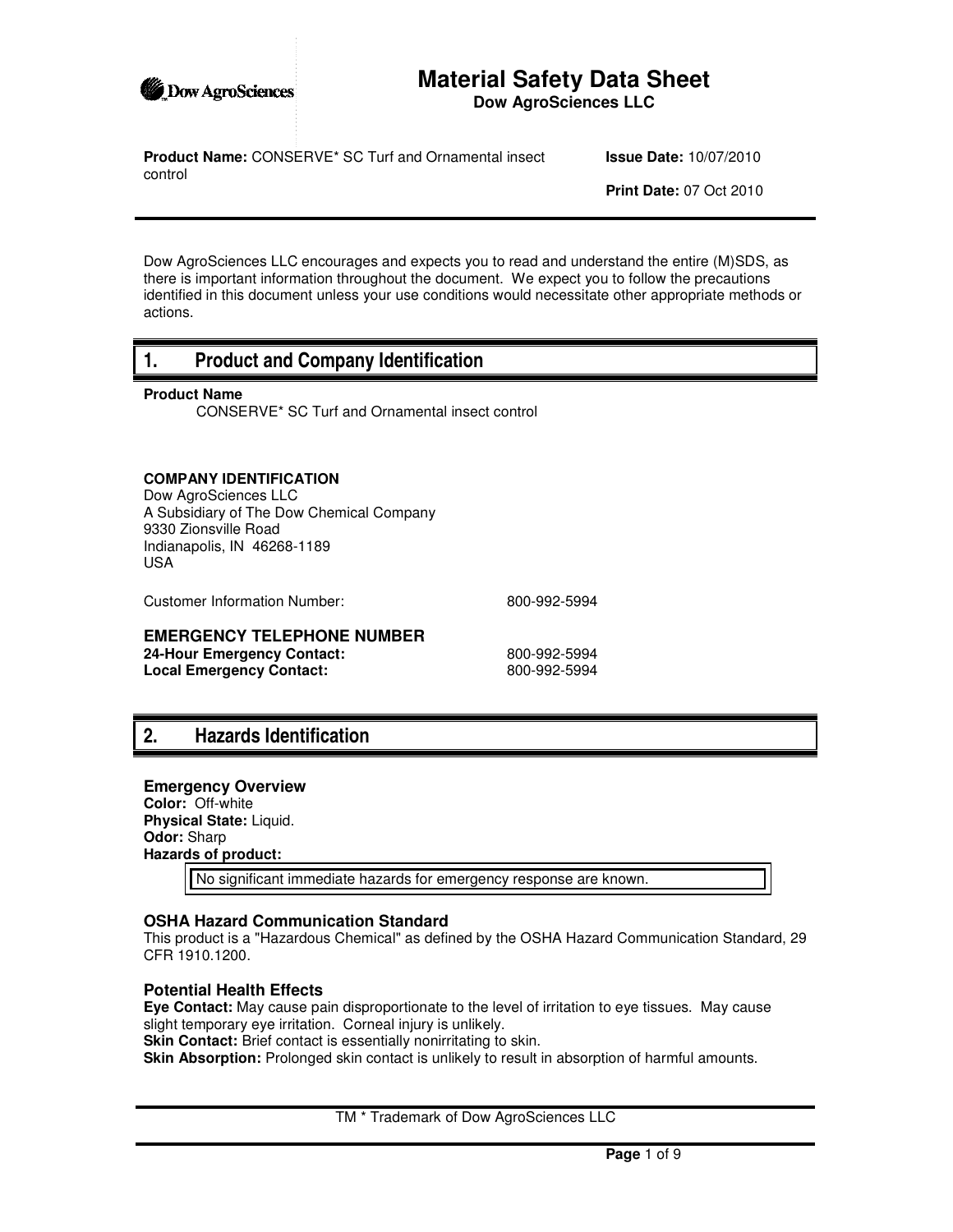# Material Safety Data Sheet

**Dow AgroSciences LLC**

**Product Name:** CONSERVE* SC Turf and Ornamental insect control

**Issue Date:** 10/07/2010

**Print Date:** 07 Oct 2010

Dow AgroSciences LLC encourages and expects you to read and understand the entire (M)SDS, as there is important information throughout the document. We expect you to follow the precautions identified in this document unless your use conditions would necessitate other appropriate methods or actions.

## 1. Product and Company Identification

**Product Name**

CONSERVE* SC Turf and Ornamental insect control

**COMPANY IDENTIFICATION**

Dow AgroSciences LLC
A Subsidiary of The Dow Chemical Company
9330 Zionsville Road
Indianapolis, IN 46268-1189
USA

Customer Information Number: 800-992-5994

**EMERGENCY TELEPHONE NUMBER**

**24-Hour Emergency Contact:** 800-992-5994
**Local Emergency Contact:** 800-992-5994

## 2. Hazards Identification

### Emergency Overview

**Color:** Off-white
**Physical State:** Liquid.
**Odor:** Sharp
**Hazards of product:**

No significant immediate hazards for emergency response are known.

### OSHA Hazard Communication Standard

This product is a "Hazardous Chemical" as defined by the OSHA Hazard Communication Standard, 29 CFR 1910.1200.

### Potential Health Effects

**Eye Contact:** May cause pain disproportionate to the level of irritation to eye tissues. May cause slight temporary eye irritation. Corneal injury is unlikely.
**Skin Contact:** Brief contact is essentially nonirritating to skin.
**Skin Absorption:** Prolonged skin contact is unlikely to result in absorption of harmful amounts.

TM * Trademark of Dow AgroSciences LLC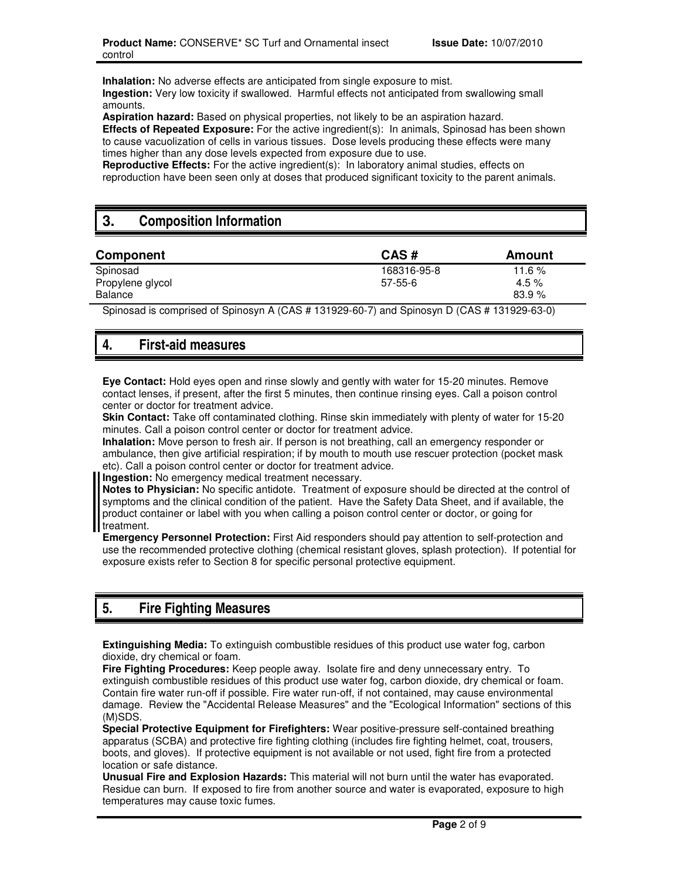**Inhalation:** No adverse effects are anticipated from single exposure to mist.
**Ingestion:** Very low toxicity if swallowed. Harmful effects not anticipated from swallowing small amounts.
**Aspiration hazard:** Based on physical properties, not likely to be an aspiration hazard.
**Effects of Repeated Exposure:** For the active ingredient(s): In animals, Spinosad has been shown to cause vacuolization of cells in various tissues. Dose levels producing these effects were many times higher than any dose levels expected from exposure due to use.
**Reproductive Effects:** For the active ingredient(s): In laboratory animal studies, effects on reproduction have been seen only at doses that produced significant toxicity to the parent animals.

## 3. Composition Information

| Component | CAS # | Amount |
|---|---|---|
| Spinosad | 168316-95-8 | 11.6 % |
| Propylene glycol | 57-55-6 | 4.5 % |
| Balance | | 83.9 % |

Spinosad is comprised of Spinosyn A (CAS # 131929-60-7) and Spinosyn D (CAS # 131929-63-0)

## 4. First-aid measures

**Eye Contact:** Hold eyes open and rinse slowly and gently with water for 15-20 minutes. Remove contact lenses, if present, after the first 5 minutes, then continue rinsing eyes. Call a poison control center or doctor for treatment advice.
**Skin Contact:** Take off contaminated clothing. Rinse skin immediately with plenty of water for 15-20 minutes. Call a poison control center or doctor for treatment advice.
**Inhalation:** Move person to fresh air. If person is not breathing, call an emergency responder or ambulance, then give artificial respiration; if by mouth to mouth use rescuer protection (pocket mask etc). Call a poison control center or doctor for treatment advice.
**Ingestion:** No emergency medical treatment necessary.
**Notes to Physician:** No specific antidote. Treatment of exposure should be directed at the control of symptoms and the clinical condition of the patient. Have the Safety Data Sheet, and if available, the product container or label with you when calling a poison control center or doctor, or going for treatment.
**Emergency Personnel Protection:** First Aid responders should pay attention to self-protection and use the recommended protective clothing (chemical resistant gloves, splash protection). If potential for exposure exists refer to Section 8 for specific personal protective equipment.

## 5. Fire Fighting Measures

**Extinguishing Media:** To extinguish combustible residues of this product use water fog, carbon dioxide, dry chemical or foam.
**Fire Fighting Procedures:** Keep people away. Isolate fire and deny unnecessary entry. To extinguish combustible residues of this product use water fog, carbon dioxide, dry chemical or foam. Contain fire water run-off if possible. Fire water run-off, if not contained, may cause environmental damage. Review the "Accidental Release Measures" and the "Ecological Information" sections of this (M)SDS.
**Special Protective Equipment for Firefighters:** Wear positive-pressure self-contained breathing apparatus (SCBA) and protective fire fighting clothing (includes fire fighting helmet, coat, trousers, boots, and gloves). If protective equipment is not available or not used, fight fire from a protected location or safe distance.
**Unusual Fire and Explosion Hazards:** This material will not burn until the water has evaporated. Residue can burn. If exposed to fire from another source and water is evaporated, exposure to high temperatures may cause toxic fumes.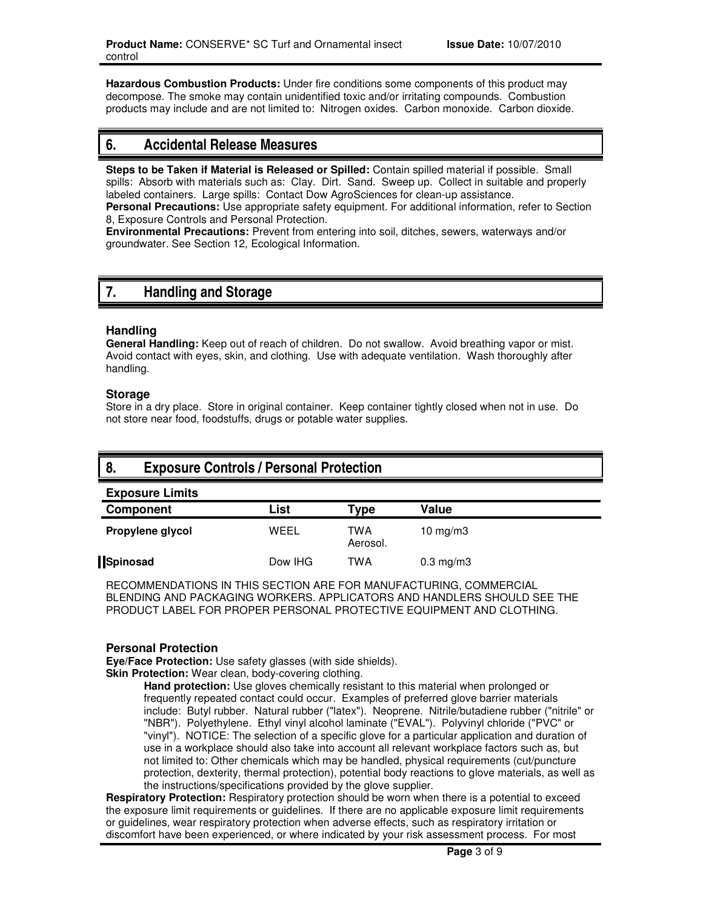**Hazardous Combustion Products:** Under fire conditions some components of this product may decompose. The smoke may contain unidentified toxic and/or irritating compounds. Combustion products may include and are not limited to: Nitrogen oxides. Carbon monoxide. Carbon dioxide.

## 6. Accidental Release Measures

**Steps to be Taken if Material is Released or Spilled:** Contain spilled material if possible. Small spills: Absorb with materials such as: Clay. Dirt. Sand. Sweep up. Collect in suitable and properly labeled containers. Large spills: Contact Dow AgroSciences for clean-up assistance.
**Personal Precautions:** Use appropriate safety equipment. For additional information, refer to Section 8, Exposure Controls and Personal Protection.
**Environmental Precautions:** Prevent from entering into soil, ditches, sewers, waterways and/or groundwater. See Section 12, Ecological Information.

## 7. Handling and Storage

### Handling

**General Handling:** Keep out of reach of children. Do not swallow. Avoid breathing vapor or mist. Avoid contact with eyes, skin, and clothing. Use with adequate ventilation. Wash thoroughly after handling.

### Storage

Store in a dry place. Store in original container. Keep container tightly closed when not in use. Do not store near food, foodstuffs, drugs or potable water supplies.

## 8. Exposure Controls / Personal Protection

### Exposure Limits

| Component | List | Type | Value |
|---|---|---|---|
| Propylene glycol | WEEL | TWA Aerosol. | 10 mg/m3 |
| Spinosad | Dow IHG | TWA | 0.3 mg/m3 |

RECOMMENDATIONS IN THIS SECTION ARE FOR MANUFACTURING, COMMERCIAL BLENDING AND PACKAGING WORKERS. APPLICATORS AND HANDLERS SHOULD SEE THE PRODUCT LABEL FOR PROPER PERSONAL PROTECTIVE EQUIPMENT AND CLOTHING.

### Personal Protection

**Eye/Face Protection:** Use safety glasses (with side shields).
**Skin Protection:** Wear clean, body-covering clothing.

**Hand protection:** Use gloves chemically resistant to this material when prolonged or frequently repeated contact could occur. Examples of preferred glove barrier materials include: Butyl rubber. Natural rubber ("latex"). Neoprene. Nitrile/butadiene rubber ("nitrile" or "NBR"). Polyethylene. Ethyl vinyl alcohol laminate ("EVAL"). Polyvinyl chloride ("PVC" or "vinyl"). NOTICE: The selection of a specific glove for a particular application and duration of use in a workplace should also take into account all relevant workplace factors such as, but not limited to: Other chemicals which may be handled, physical requirements (cut/puncture protection, dexterity, thermal protection), potential body reactions to glove materials, as well as the instructions/specifications provided by the glove supplier.

**Respiratory Protection:** Respiratory protection should be worn when there is a potential to exceed the exposure limit requirements or guidelines. If there are no applicable exposure limit requirements or guidelines, wear respiratory protection when adverse effects, such as respiratory irritation or discomfort have been experienced, or where indicated by your risk assessment process. For most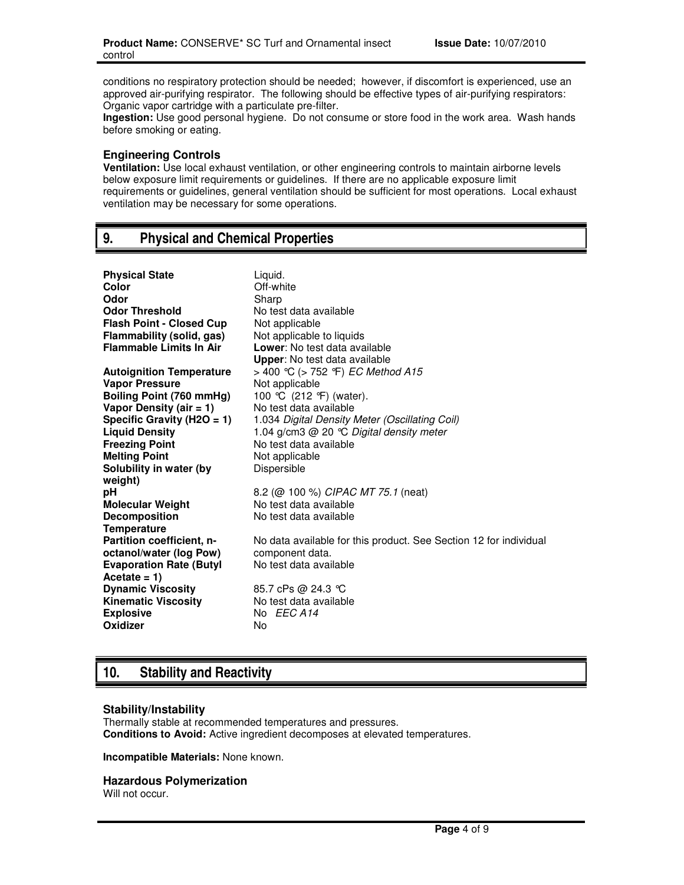conditions no respiratory protection should be needed; however, if discomfort is experienced, use an approved air-purifying respirator. The following should be effective types of air-purifying respirators: Organic vapor cartridge with a particulate pre-filter.

**Ingestion:** Use good personal hygiene. Do not consume or store food in the work area. Wash hands before smoking or eating.

### Engineering Controls

**Ventilation:** Use local exhaust ventilation, or other engineering controls to maintain airborne levels below exposure limit requirements or guidelines. If there are no applicable exposure limit requirements or guidelines, general ventilation should be sufficient for most operations. Local exhaust ventilation may be necessary for some operations.

## 9. Physical and Chemical Properties

| | |
|---|---|
| **Physical State** | Liquid. |
| **Color** | Off-white |
| **Odor** | Sharp |
| **Odor Threshold** | No test data available |
| **Flash Point - Closed Cup** | Not applicable |
| **Flammability (solid, gas)** | Not applicable to liquids |
| **Flammable Limits In Air** | **Lower**: No test data available<br>**Upper**: No test data available |
| **Autoignition Temperature** | > 400 °C (> 752 °F) *EC Method A15* |
| **Vapor Pressure** | Not applicable |
| **Boiling Point (760 mmHg)** | 100 °C (212 °F) (water). |
| **Vapor Density (air = 1)** | No test data available |
| **Specific Gravity (H2O = 1)** | 1.034 *Digital Density Meter (Oscillating Coil)* |
| **Liquid Density** | 1.04 g/cm3 @ 20 °C *Digital density meter* |
| **Freezing Point** | No test data available |
| **Melting Point** | Not applicable |
| **Solubility in water (by weight)** | Dispersible |
| **pH** | 8.2 (@ 100 %) *CIPAC MT 75.1* (neat) |
| **Molecular Weight** | No test data available |
| **Decomposition Temperature** | No test data available |
| **Partition coefficient, n-octanol/water (log Pow)** | No data available for this product. See Section 12 for individual component data. |
| **Evaporation Rate (Butyl Acetate = 1)** | No test data available |
| **Dynamic Viscosity** | 85.7 cPs @ 24.3 °C |
| **Kinematic Viscosity** | No test data available |
| **Explosive** | No *EEC A14* |
| **Oxidizer** | No |

## 10. Stability and Reactivity

### Stability/Instability

Thermally stable at recommended temperatures and pressures.

**Conditions to Avoid:** Active ingredient decomposes at elevated temperatures.

**Incompatible Materials:** None known.

### Hazardous Polymerization

Will not occur.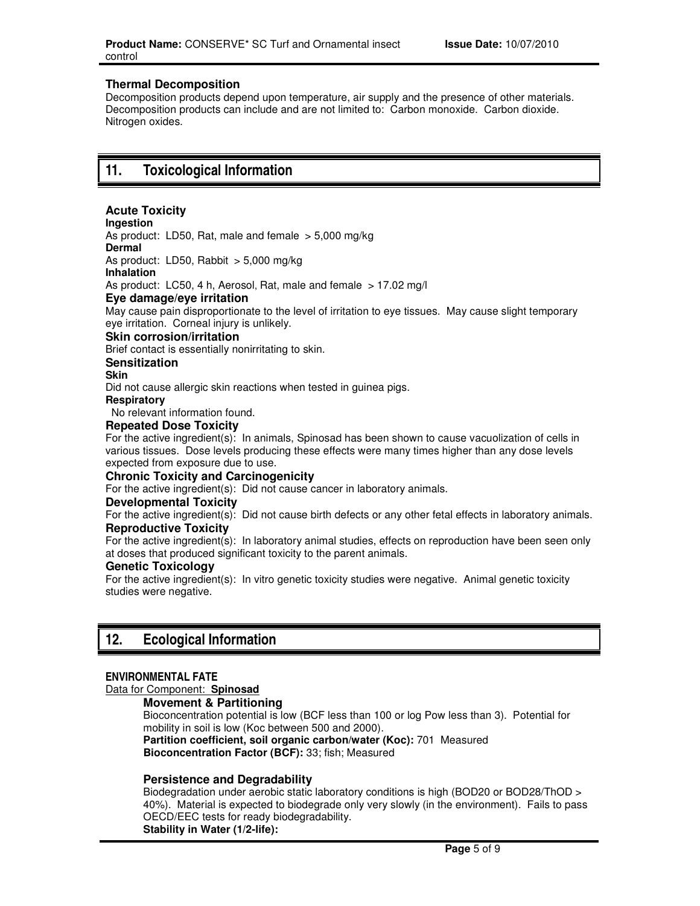### Thermal Decomposition

Decomposition products depend upon temperature, air supply and the presence of other materials. Decomposition products can include and are not limited to: Carbon monoxide. Carbon dioxide. Nitrogen oxides.

## 11. Toxicological Information

### Acute Toxicity

**Ingestion**

As product: LD50, Rat, male and female > 5,000 mg/kg

**Dermal**

As product: LD50, Rabbit > 5,000 mg/kg

**Inhalation**

As product: LC50, 4 h, Aerosol, Rat, male and female > 17.02 mg/l

### Eye damage/eye irritation

May cause pain disproportionate to the level of irritation to eye tissues. May cause slight temporary eye irritation. Corneal injury is unlikely.

### Skin corrosion/irritation

Brief contact is essentially nonirritating to skin.

### Sensitization

**Skin**

Did not cause allergic skin reactions when tested in guinea pigs.

**Respiratory**

No relevant information found.

### Repeated Dose Toxicity

For the active ingredient(s): In animals, Spinosad has been shown to cause vacuolization of cells in various tissues. Dose levels producing these effects were many times higher than any dose levels expected from exposure due to use.

### Chronic Toxicity and Carcinogenicity

For the active ingredient(s): Did not cause cancer in laboratory animals.

### Developmental Toxicity

For the active ingredient(s): Did not cause birth defects or any other fetal effects in laboratory animals.

### Reproductive Toxicity

For the active ingredient(s): In laboratory animal studies, effects on reproduction have been seen only at doses that produced significant toxicity to the parent animals.

### Genetic Toxicology

For the active ingredient(s): In vitro genetic toxicity studies were negative. Animal genetic toxicity studies were negative.

## 12. Ecological Information

**ENVIRONMENTAL FATE**

Data for Component: **Spinosad**

### Movement & Partitioning

Bioconcentration potential is low (BCF less than 100 or log Pow less than 3). Potential for mobility in soil is low (Koc between 500 and 2000).

**Partition coefficient, soil organic carbon/water (Koc):** 701 Measured

**Bioconcentration Factor (BCF):** 33; fish; Measured

### Persistence and Degradability

Biodegradation under aerobic static laboratory conditions is high (BOD20 or BOD28/ThOD > 40%). Material is expected to biodegrade only very slowly (in the environment). Fails to pass OECD/EEC tests for ready biodegradability.

**Stability in Water (1/2-life):**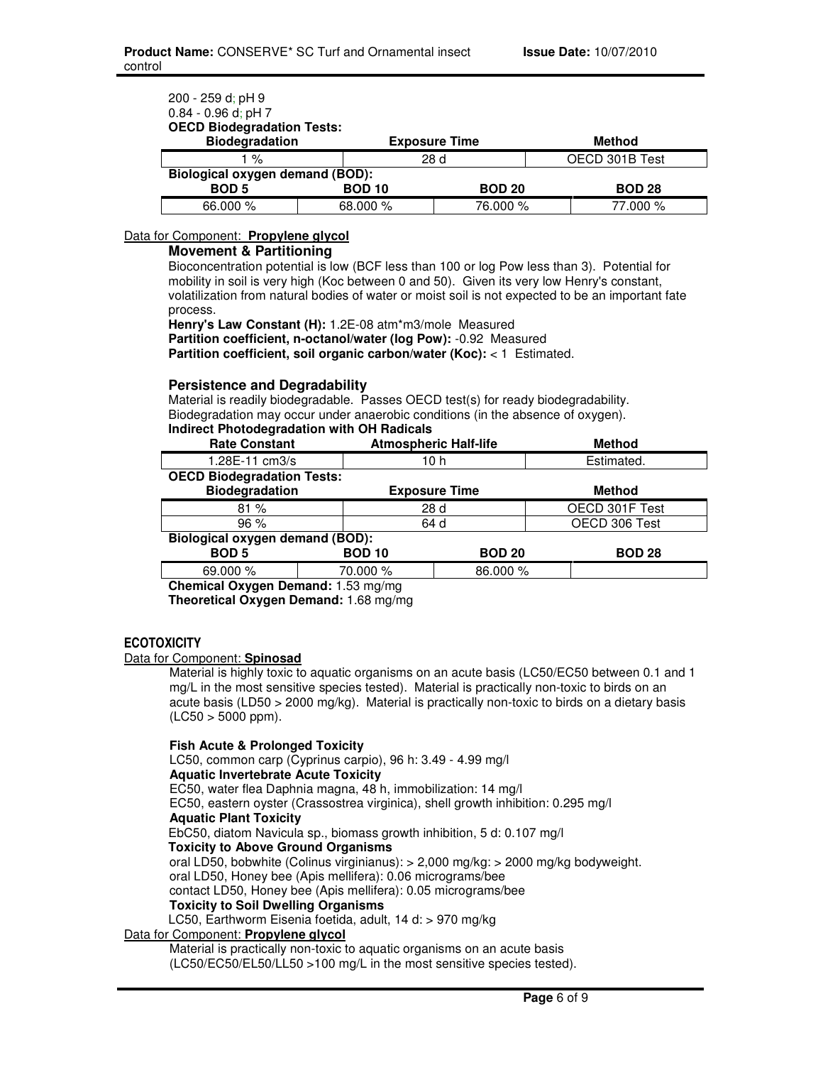200 - 259 d; pH 9
0.84 - 0.96 d; pH 7

**OECD Biodegradation Tests:**

| Biodegradation | Exposure Time | Method |
|---|---|---|
| 1 % | 28 d | OECD 301B Test |

**Biological oxygen demand (BOD):**

| BOD 5 | BOD 10 | BOD 20 | BOD 28 |
|---|---|---|---|
| 66.000 % | 68.000 % | 76.000 % | 77.000 % |

Data for Component: **Propylene glycol**

### Movement & Partitioning

Bioconcentration potential is low (BCF less than 100 or log Pow less than 3). Potential for mobility in soil is very high (Koc between 0 and 50). Given its very low Henry's constant, volatilization from natural bodies of water or moist soil is not expected to be an important fate process.

**Henry's Law Constant (H):** 1.2E-08 atm*m3/mole Measured
**Partition coefficient, n-octanol/water (log Pow):** -0.92 Measured
**Partition coefficient, soil organic carbon/water (Koc):** < 1 Estimated.

### Persistence and Degradability

Material is readily biodegradable. Passes OECD test(s) for ready biodegradability. Biodegradation may occur under anaerobic conditions (in the absence of oxygen).

**Indirect Photodegradation with OH Radicals**

| Rate Constant | Atmospheric Half-life | Method |
|---|---|---|
| 1.28E-11 cm3/s | 10 h | Estimated. |

**OECD Biodegradation Tests:**

| Biodegradation | Exposure Time | Method |
|---|---|---|
| 81 % | 28 d | OECD 301F Test |
| 96 % | 64 d | OECD 306 Test |

**Biological oxygen demand (BOD):**

| BOD 5 | BOD 10 | BOD 20 | BOD 28 |
|---|---|---|---|
| 69.000 % | 70.000 % | 86.000 % | |

**Chemical Oxygen Demand:** 1.53 mg/mg
**Theoretical Oxygen Demand:** 1.68 mg/mg

## ECOTOXICITY

Data for Component: **Spinosad**

Material is highly toxic to aquatic organisms on an acute basis (LC50/EC50 between 0.1 and 1 mg/L in the most sensitive species tested). Material is practically non-toxic to birds on an acute basis (LD50 > 2000 mg/kg). Material is practically non-toxic to birds on a dietary basis (LC50 > 5000 ppm).

**Fish Acute & Prolonged Toxicity**
LC50, common carp (Cyprinus carpio), 96 h: 3.49 - 4.99 mg/l
**Aquatic Invertebrate Acute Toxicity**
EC50, water flea Daphnia magna, 48 h, immobilization: 14 mg/l
EC50, eastern oyster (Crassostrea virginica), shell growth inhibition: 0.295 mg/l
**Aquatic Plant Toxicity**
EbC50, diatom Navicula sp., biomass growth inhibition, 5 d: 0.107 mg/l
**Toxicity to Above Ground Organisms**
oral LD50, bobwhite (Colinus virginianus): > 2,000 mg/kg: > 2000 mg/kg bodyweight.
oral LD50, Honey bee (Apis mellifera): 0.06 micrograms/bee
contact LD50, Honey bee (Apis mellifera): 0.05 micrograms/bee
**Toxicity to Soil Dwelling Organisms**
LC50, Earthworm Eisenia foetida, adult, 14 d: > 970 mg/kg

Data for Component: **Propylene glycol**

Material is practically non-toxic to aquatic organisms on an acute basis (LC50/EC50/EL50/LL50 >100 mg/L in the most sensitive species tested).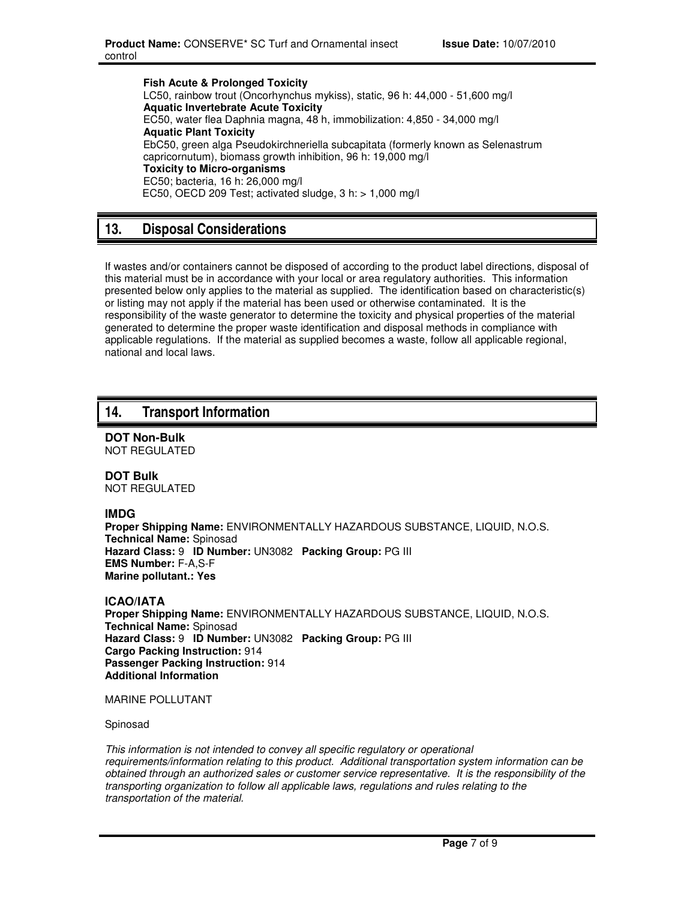**Fish Acute & Prolonged Toxicity**
LC50, rainbow trout (Oncorhynchus mykiss), static, 96 h: 44,000 - 51,600 mg/l
**Aquatic Invertebrate Acute Toxicity**
EC50, water flea Daphnia magna, 48 h, immobilization: 4,850 - 34,000 mg/l
**Aquatic Plant Toxicity**
EbC50, green alga Pseudokirchneriella subcapitata (formerly known as Selenastrum capricornutum), biomass growth inhibition, 96 h: 19,000 mg/l
**Toxicity to Micro-organisms**
EC50; bacteria, 16 h: 26,000 mg/l
EC50, OECD 209 Test; activated sludge, 3 h: > 1,000 mg/l

## 13. Disposal Considerations

If wastes and/or containers cannot be disposed of according to the product label directions, disposal of this material must be in accordance with your local or area regulatory authorities. This information presented below only applies to the material as supplied. The identification based on characteristic(s) or listing may not apply if the material has been used or otherwise contaminated. It is the responsibility of the waste generator to determine the toxicity and physical properties of the material generated to determine the proper waste identification and disposal methods in compliance with applicable regulations. If the material as supplied becomes a waste, follow all applicable regional, national and local laws.

## 14. Transport Information

**DOT Non-Bulk**
NOT REGULATED

**DOT Bulk**
NOT REGULATED

**IMDG**
**Proper Shipping Name:** ENVIRONMENTALLY HAZARDOUS SUBSTANCE, LIQUID, N.O.S.
**Technical Name:** Spinosad
**Hazard Class:** 9 **ID Number:** UN3082 **Packing Group:** PG III
**EMS Number:** F-A,S-F
**Marine pollutant.: Yes**

**ICAO/IATA**
**Proper Shipping Name:** ENVIRONMENTALLY HAZARDOUS SUBSTANCE, LIQUID, N.O.S.
**Technical Name:** Spinosad
**Hazard Class:** 9 **ID Number:** UN3082 **Packing Group:** PG III
**Cargo Packing Instruction:** 914
**Passenger Packing Instruction:** 914
**Additional Information**

MARINE POLLUTANT

Spinosad

*This information is not intended to convey all specific regulatory or operational requirements/information relating to this product. Additional transportation system information can be obtained through an authorized sales or customer service representative. It is the responsibility of the transporting organization to follow all applicable laws, regulations and rules relating to the transportation of the material.*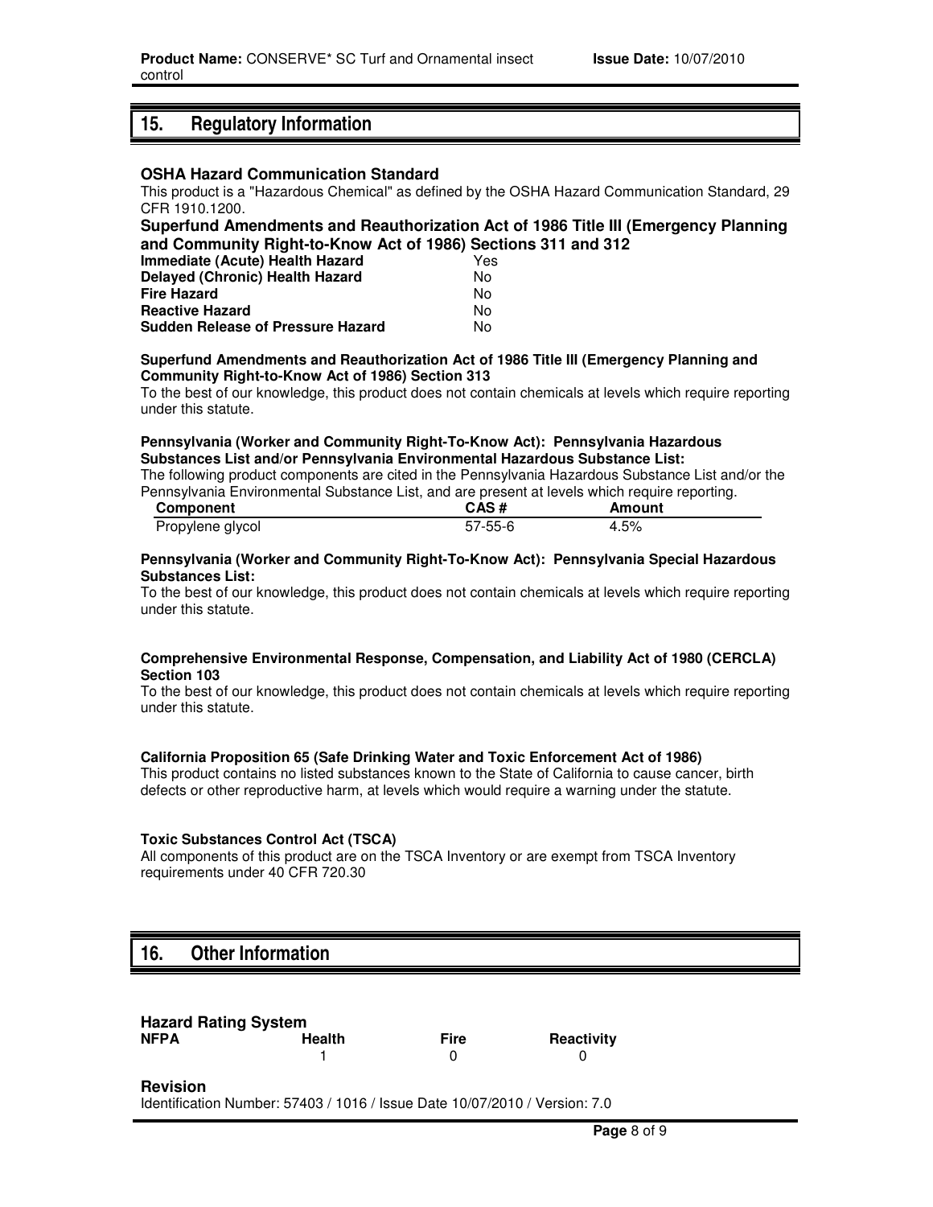## 15. Regulatory Information

### OSHA Hazard Communication Standard

This product is a "Hazardous Chemical" as defined by the OSHA Hazard Communication Standard, 29 CFR 1910.1200.

### Superfund Amendments and Reauthorization Act of 1986 Title III (Emergency Planning and Community Right-to-Know Act of 1986) Sections 311 and 312

| | |
|---|---|
| **Immediate (Acute) Health Hazard** | Yes |
| **Delayed (Chronic) Health Hazard** | No |
| **Fire Hazard** | No |
| **Reactive Hazard** | No |
| **Sudden Release of Pressure Hazard** | No |

**Superfund Amendments and Reauthorization Act of 1986 Title III (Emergency Planning and Community Right-to-Know Act of 1986) Section 313**

To the best of our knowledge, this product does not contain chemicals at levels which require reporting under this statute.

**Pennsylvania (Worker and Community Right-To-Know Act): Pennsylvania Hazardous Substances List and/or Pennsylvania Environmental Hazardous Substance List:**

The following product components are cited in the Pennsylvania Hazardous Substance List and/or the Pennsylvania Environmental Substance List, and are present at levels which require reporting.

| Component | CAS # | Amount |
|---|---|---|
| Propylene glycol | 57-55-6 | 4.5% |

**Pennsylvania (Worker and Community Right-To-Know Act): Pennsylvania Special Hazardous Substances List:**

To the best of our knowledge, this product does not contain chemicals at levels which require reporting under this statute.

**Comprehensive Environmental Response, Compensation, and Liability Act of 1980 (CERCLA) Section 103**

To the best of our knowledge, this product does not contain chemicals at levels which require reporting under this statute.

**California Proposition 65 (Safe Drinking Water and Toxic Enforcement Act of 1986)**

This product contains no listed substances known to the State of California to cause cancer, birth defects or other reproductive harm, at levels which would require a warning under the statute.

**Toxic Substances Control Act (TSCA)**

All components of this product are on the TSCA Inventory or are exempt from TSCA Inventory requirements under 40 CFR 720.30

## 16. Other Information

### Hazard Rating System

| NFPA | Health | Fire | Reactivity |
|---|---|---|---|
| | 1 | 0 | 0 |

### Revision

Identification Number: 57403 / 1016 / Issue Date 10/07/2010 / Version: 7.0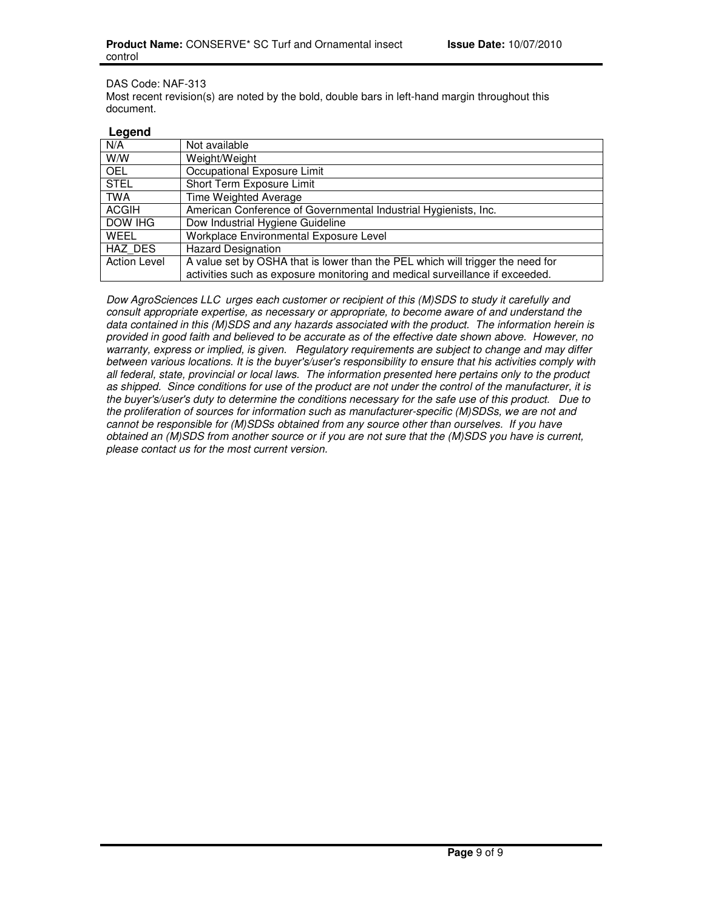DAS Code: NAF-313
Most recent revision(s) are noted by the bold, double bars in left-hand margin throughout this document.

### Legend

| | |
|---|---|
| N/A | Not available |
| W/W | Weight/Weight |
| OEL | Occupational Exposure Limit |
| STEL | Short Term Exposure Limit |
| TWA | Time Weighted Average |
| ACGIH | American Conference of Governmental Industrial Hygienists, Inc. |
| DOW IHG | Dow Industrial Hygiene Guideline |
| WEEL | Workplace Environmental Exposure Level |
| HAZ_DES | Hazard Designation |
| Action Level | A value set by OSHA that is lower than the PEL which will trigger the need for activities such as exposure monitoring and medical surveillance if exceeded. |

*Dow AgroSciences LLC urges each customer or recipient of this (M)SDS to study it carefully and consult appropriate expertise, as necessary or appropriate, to become aware of and understand the data contained in this (M)SDS and any hazards associated with the product. The information herein is provided in good faith and believed to be accurate as of the effective date shown above. However, no warranty, express or implied, is given. Regulatory requirements are subject to change and may differ between various locations. It is the buyer's/user's responsibility to ensure that his activities comply with all federal, state, provincial or local laws. The information presented here pertains only to the product as shipped. Since conditions for use of the product are not under the control of the manufacturer, it is the buyer's/user's duty to determine the conditions necessary for the safe use of this product. Due to the proliferation of sources for information such as manufacturer-specific (M)SDSs, we are not and cannot be responsible for (M)SDSs obtained from any source other than ourselves. If you have obtained an (M)SDS from another source or if you are not sure that the (M)SDS you have is current, please contact us for the most current version.*